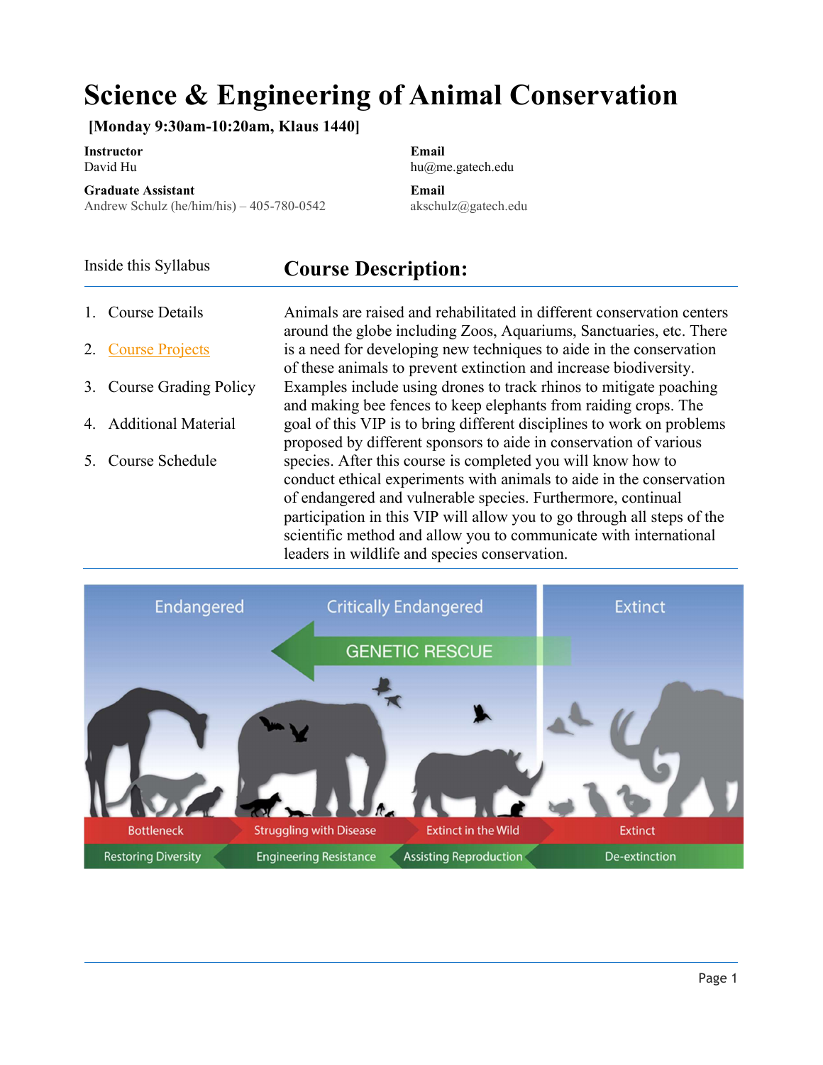# Science & Engineering of Animal Conservation

**[Monday 9:30am-10:20am, Klaus 1440]**

**Instructor**
David Hu

**Email**
hu@me.gatech.edu

**Graduate Assistant**
Andrew Schulz (he/him/his) – 405-780-0542

**Email**
akschulz@gatech.edu

Inside this Syllabus

1. Course Details
2. Course Projects
3. Course Grading Policy
4. Additional Material
5. Course Schedule

## Course Description:

Animals are raised and rehabilitated in different conservation centers around the globe including Zoos, Aquariums, Sanctuaries, etc. There is a need for developing new techniques to aide in the conservation of these animals to prevent extinction and increase biodiversity. Examples include using drones to track rhinos to mitigate poaching and making bee fences to keep elephants from raiding crops. The goal of this VIP is to bring different disciplines to work on problems proposed by different sponsors to aide in conservation of various species. After this course is completed you will know how to conduct ethical experiments with animals to aide in the conservation of endangered and vulnerable species. Furthermore, continual participation in this VIP will allow you to go through all steps of the scientific method and allow you to communicate with international leaders in wildlife and species conservation.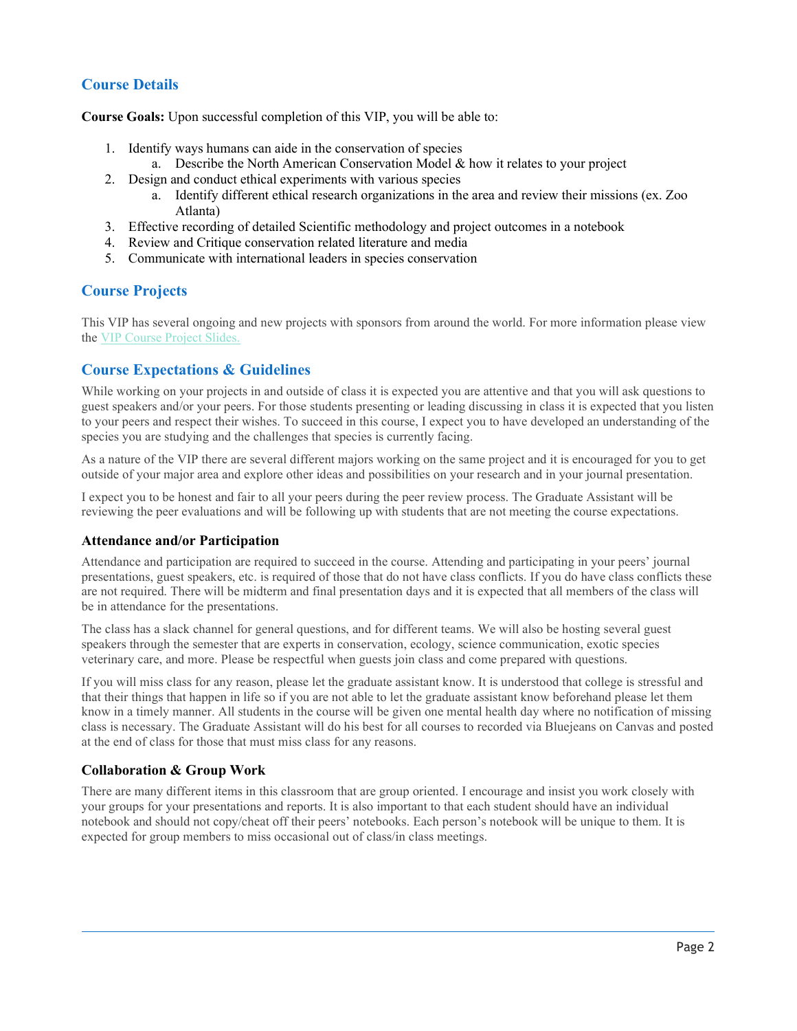## Course Details

**Course Goals:** Upon successful completion of this VIP, you will be able to:

1. Identify ways humans can aide in the conservation of species
   a. Describe the North American Conservation Model & how it relates to your project
2. Design and conduct ethical experiments with various species
   a. Identify different ethical research organizations in the area and review their missions (ex. Zoo Atlanta)
3. Effective recording of detailed Scientific methodology and project outcomes in a notebook
4. Review and Critique conservation related literature and media
5. Communicate with international leaders in species conservation

## Course Projects

This VIP has several ongoing and new projects with sponsors from around the world. For more information please view the VIP Course Project Slides.

## Course Expectations & Guidelines

While working on your projects in and outside of class it is expected you are attentive and that you will ask questions to guest speakers and/or your peers. For those students presenting or leading discussing in class it is expected that you listen to your peers and respect their wishes. To succeed in this course, I expect you to have developed an understanding of the species you are studying and the challenges that species is currently facing.

As a nature of the VIP there are several different majors working on the same project and it is encouraged for you to get outside of your major area and explore other ideas and possibilities on your research and in your journal presentation.

I expect you to be honest and fair to all your peers during the peer review process. The Graduate Assistant will be reviewing the peer evaluations and will be following up with students that are not meeting the course expectations.

### Attendance and/or Participation

Attendance and participation are required to succeed in the course. Attending and participating in your peers' journal presentations, guest speakers, etc. is required of those that do not have class conflicts. If you do have class conflicts these are not required. There will be midterm and final presentation days and it is expected that all members of the class will be in attendance for the presentations.

The class has a slack channel for general questions, and for different teams. We will also be hosting several guest speakers through the semester that are experts in conservation, ecology, science communication, exotic species veterinary care, and more. Please be respectful when guests join class and come prepared with questions.

If you will miss class for any reason, please let the graduate assistant know. It is understood that college is stressful and that their things that happen in life so if you are not able to let the graduate assistant know beforehand please let them know in a timely manner. All students in the course will be given one mental health day where no notification of missing class is necessary. The Graduate Assistant will do his best for all courses to recorded via Bluejeans on Canvas and posted at the end of class for those that must miss class for any reasons.

### Collaboration & Group Work

There are many different items in this classroom that are group oriented. I encourage and insist you work closely with your groups for your presentations and reports. It is also important to that each student should have an individual notebook and should not copy/cheat off their peers' notebooks. Each person's notebook will be unique to them. It is expected for group members to miss occasional out of class/in class meetings.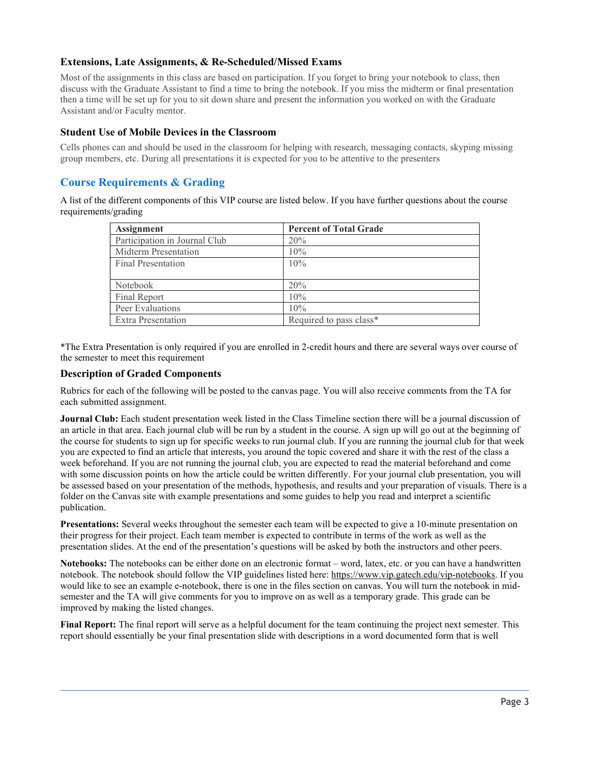### Extensions, Late Assignments, & Re-Scheduled/Missed Exams

Most of the assignments in this class are based on participation. If you forget to bring your notebook to class, then discuss with the Graduate Assistant to find a time to bring the notebook. If you miss the midterm or final presentation then a time will be set up for you to sit down share and present the information you worked on with the Graduate Assistant and/or Faculty mentor.

### Student Use of Mobile Devices in the Classroom

Cells phones can and should be used in the classroom for helping with research, messaging contacts, skyping missing group members, etc. During all presentations it is expected for you to be attentive to the presenters

## Course Requirements & Grading

A list of the different components of this VIP course are listed below. If you have further questions about the course requirements/grading

| Assignment | Percent of Total Grade |
|---|---|
| Participation in Journal Club | 20% |
| Midterm Presentation | 10% |
| Final Presentation | 10% |
| Notebook | 20% |
| Final Report | 10% |
| Peer Evaluations | 10% |
| Extra Presentation | Required to pass class* |

*The Extra Presentation is only required if you are enrolled in 2-credit hours and there are several ways over course of the semester to meet this requirement

### Description of Graded Components

Rubrics for each of the following will be posted to the canvas page. You will also receive comments from the TA for each submitted assignment.

**Journal Club:** Each student presentation week listed in the Class Timeline section there will be a journal discussion of an article in that area. Each journal club will be run by a student in the course. A sign up will go out at the beginning of the course for students to sign up for specific weeks to run journal club. If you are running the journal club for that week you are expected to find an article that interests, you around the topic covered and share it with the rest of the class a week beforehand. If you are not running the journal club, you are expected to read the material beforehand and come with some discussion points on how the article could be written differently. For your journal club presentation, you will be assessed based on your presentation of the methods, hypothesis, and results and your preparation of visuals. There is a folder on the Canvas site with example presentations and some guides to help you read and interpret a scientific publication.

**Presentations:** Several weeks throughout the semester each team will be expected to give a 10-minute presentation on their progress for their project. Each team member is expected to contribute in terms of the work as well as the presentation slides. At the end of the presentation's questions will be asked by both the instructors and other peers.

**Notebooks:** The notebooks can be either done on an electronic format – word, latex, etc. or you can have a handwritten notebook. The notebook should follow the VIP guidelines listed here: https://www.vip.gatech.edu/vip-notebooks. If you would like to see an example e-notebook, there is one in the files section on canvas. You will turn the notebook in mid-semester and the TA will give comments for you to improve on as well as a temporary grade. This grade can be improved by making the listed changes.

**Final Report:** The final report will serve as a helpful document for the team continuing the project next semester. This report should essentially be your final presentation slide with descriptions in a word documented form that is well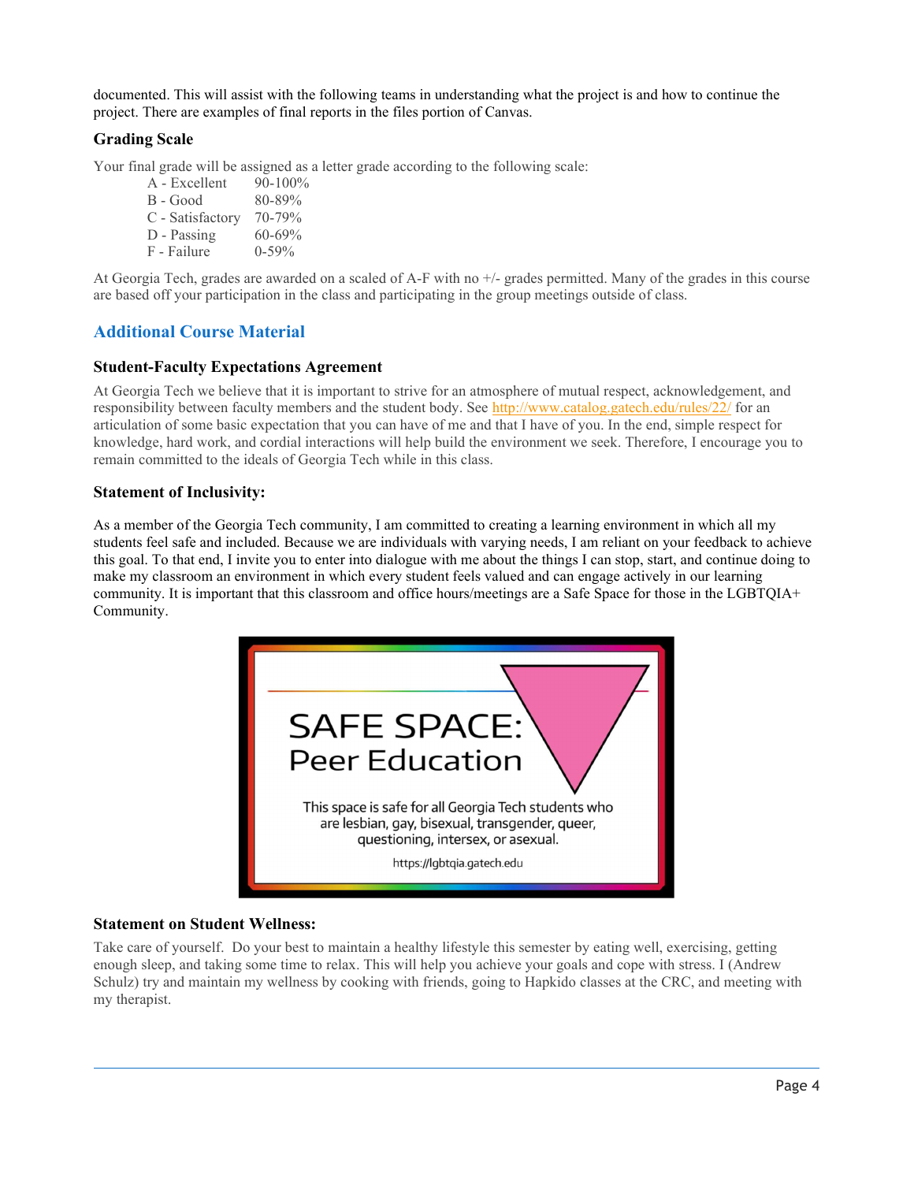documented. This will assist with the following teams in understanding what the project is and how to continue the project. There are examples of final reports in the files portion of Canvas.

### Grading Scale

Your final grade will be assigned as a letter grade according to the following scale:

| | |
|---|---|
| A - Excellent | 90-100% |
| B - Good | 80-89% |
| C - Satisfactory | 70-79% |
| D - Passing | 60-69% |
| F - Failure | 0-59% |

At Georgia Tech, grades are awarded on a scaled of A-F with no +/- grades permitted. Many of the grades in this course are based off your participation in the class and participating in the group meetings outside of class.

## Additional Course Material

### Student-Faculty Expectations Agreement

At Georgia Tech we believe that it is important to strive for an atmosphere of mutual respect, acknowledgement, and responsibility between faculty members and the student body. See http://www.catalog.gatech.edu/rules/22/ for an articulation of some basic expectation that you can have of me and that I have of you. In the end, simple respect for knowledge, hard work, and cordial interactions will help build the environment we seek. Therefore, I encourage you to remain committed to the ideals of Georgia Tech while in this class.

### Statement of Inclusivity:

As a member of the Georgia Tech community, I am committed to creating a learning environment in which all my students feel safe and included. Because we are individuals with varying needs, I am reliant on your feedback to achieve this goal. To that end, I invite you to enter into dialogue with me about the things I can stop, start, and continue doing to make my classroom an environment in which every student feels valued and can engage actively in our learning community. It is important that this classroom and office hours/meetings are a Safe Space for those in the LGBTQIA+ Community.

SAFE SPACE: Peer Education

This space is safe for all Georgia Tech students who are lesbian, gay, bisexual, transgender, queer, questioning, intersex, or asexual.

https://lgbtqia.gatech.edu

### Statement on Student Wellness:

Take care of yourself. Do your best to maintain a healthy lifestyle this semester by eating well, exercising, getting enough sleep, and taking some time to relax. This will help you achieve your goals and cope with stress. I (Andrew Schulz) try and maintain my wellness by cooking with friends, going to Hapkido classes at the CRC, and meeting with my therapist.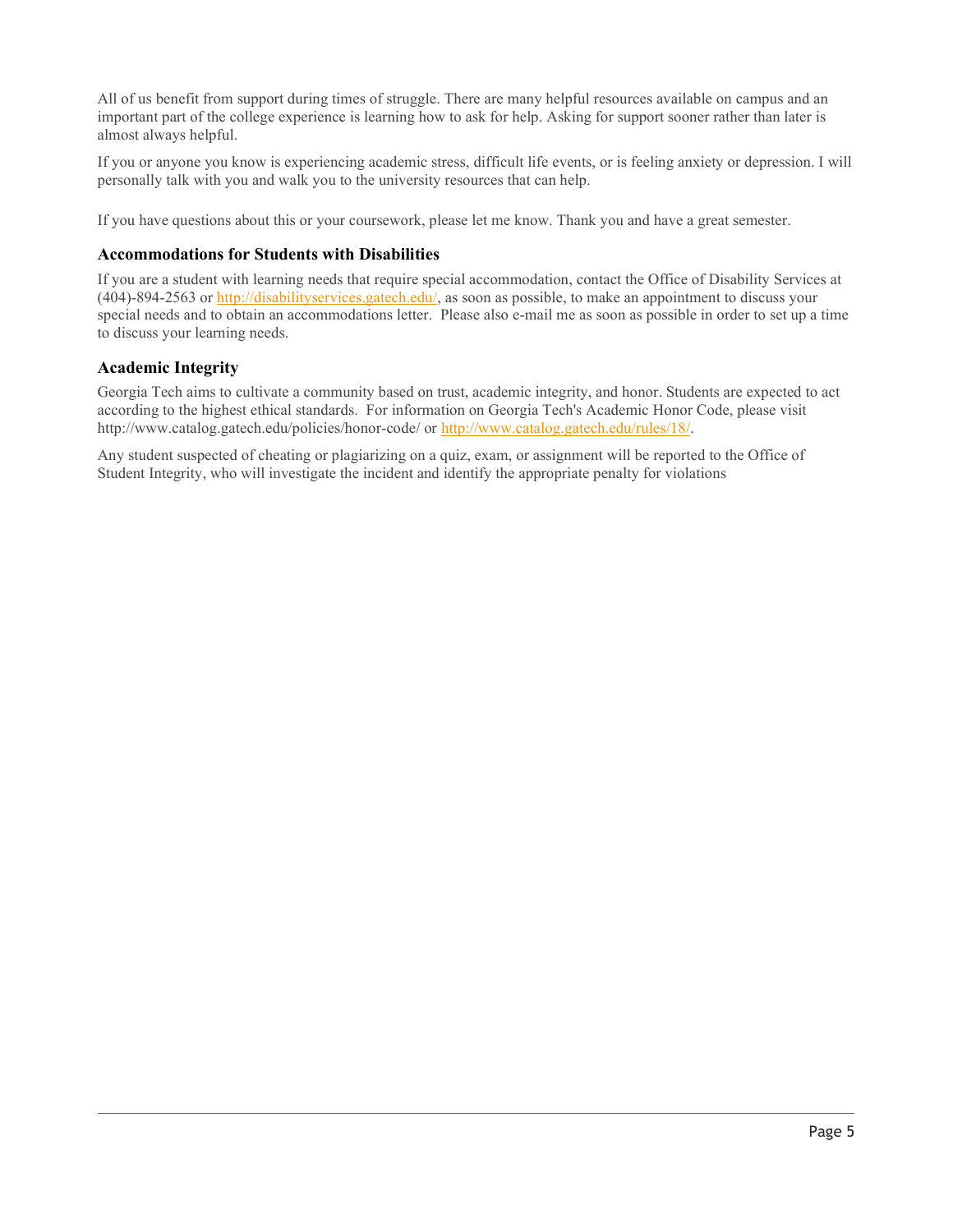All of us benefit from support during times of struggle. There are many helpful resources available on campus and an important part of the college experience is learning how to ask for help. Asking for support sooner rather than later is almost always helpful.

If you or anyone you know is experiencing academic stress, difficult life events, or is feeling anxiety or depression. I will personally talk with you and walk you to the university resources that can help.

If you have questions about this or your coursework, please let me know. Thank you and have a great semester.

### Accommodations for Students with Disabilities

If you are a student with learning needs that require special accommodation, contact the Office of Disability Services at (404)-894-2563 or http://disabilityservices.gatech.edu/, as soon as possible, to make an appointment to discuss your special needs and to obtain an accommodations letter. Please also e-mail me as soon as possible in order to set up a time to discuss your learning needs.

### Academic Integrity

Georgia Tech aims to cultivate a community based on trust, academic integrity, and honor. Students are expected to act according to the highest ethical standards. For information on Georgia Tech's Academic Honor Code, please visit http://www.catalog.gatech.edu/policies/honor-code/ or http://www.catalog.gatech.edu/rules/18/.

Any student suspected of cheating or plagiarizing on a quiz, exam, or assignment will be reported to the Office of Student Integrity, who will investigate the incident and identify the appropriate penalty for violations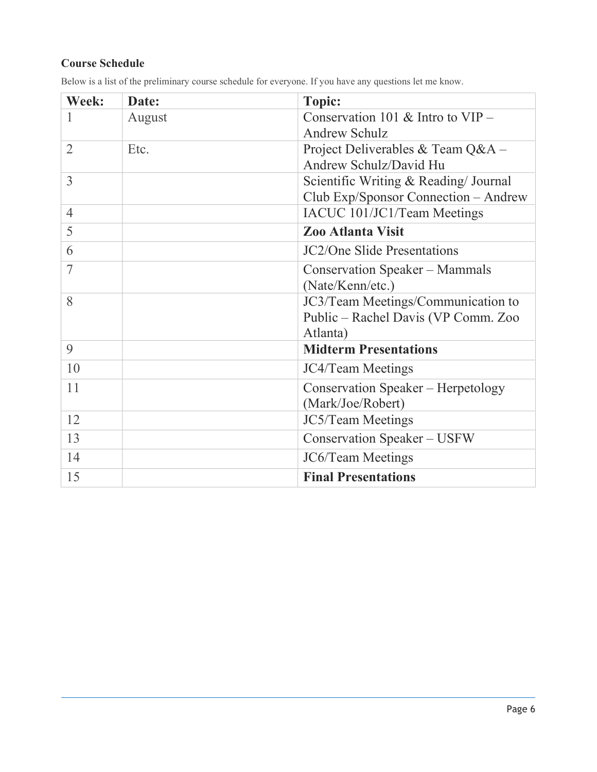**Course Schedule**

Below is a list of the preliminary course schedule for everyone. If you have any questions let me know.

| Week: | Date: | Topic: |
| --- | --- | --- |
| 1 | August | Conservation 101 & Intro to VIP – Andrew Schulz |
| 2 | Etc. | Project Deliverables & Team Q&A – Andrew Schulz/David Hu |
| 3 | | Scientific Writing & Reading/ Journal Club Exp/Sponsor Connection – Andrew |
| 4 | | IACUC 101/JC1/Team Meetings |
| 5 | | **Zoo Atlanta Visit** |
| 6 | | JC2/One Slide Presentations |
| 7 | | Conservation Speaker – Mammals (Nate/Kenn/etc.) |
| 8 | | JC3/Team Meetings/Communication to Public – Rachel Davis (VP Comm. Zoo Atlanta) |
| 9 | | **Midterm Presentations** |
| 10 | | JC4/Team Meetings |
| 11 | | Conservation Speaker – Herpetology (Mark/Joe/Robert) |
| 12 | | JC5/Team Meetings |
| 13 | | Conservation Speaker – USFW |
| 14 | | JC6/Team Meetings |
| 15 | | **Final Presentations** |